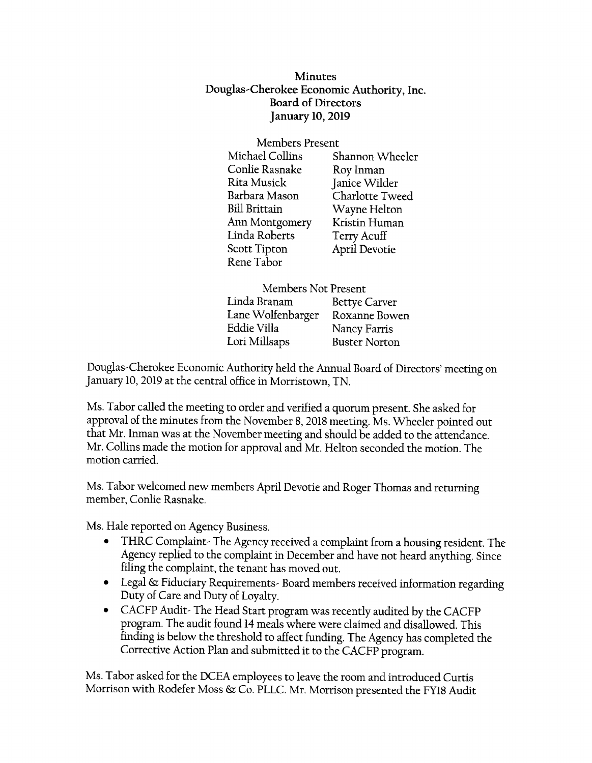# Minutes
## Douglas-Cherokee Economic Authority, Inc.
### Board of Directors
### January 10, 2019

Members Present

| | |
|---|---|
| Michael Collins | Shannon Wheeler |
| Conlie Rasnake | Roy Inman |
| Rita Musick | Janice Wilder |
| Barbara Mason | Charlotte Tweed |
| Bill Brittain | Wayne Helton |
| Ann Montgomery | Kristin Human |
| Linda Roberts | Terry Acuff |
| Scott Tipton | April Devotie |
| Rene Tabor | |

Members Not Present

| | |
|---|---|
| Linda Branam | Bettye Carver |
| Lane Wolfenbarger | Roxanne Bowen |
| Eddie Villa | Nancy Farris |
| Lori Millsaps | Buster Norton |

Douglas-Cherokee Economic Authority held the Annual Board of Directors' meeting on January 10, 2019 at the central office in Morristown, TN.

Ms. Tabor called the meeting to order and verified a quorum present. She asked for approval of the minutes from the November 8, 2018 meeting. Ms. Wheeler pointed out that Mr. Inman was at the November meeting and should be added to the attendance. Mr. Collins made the motion for approval and Mr. Helton seconded the motion. The motion carried.

Ms. Tabor welcomed new members April Devotie and Roger Thomas and returning member, Conlie Rasnake.

Ms. Hale reported on Agency Business.

- THRC Complaint- The Agency received a complaint from a housing resident. The Agency replied to the complaint in December and have not heard anything. Since filing the complaint, the tenant has moved out.
- Legal & Fiduciary Requirements- Board members received information regarding Duty of Care and Duty of Loyalty.
- CACFP Audit- The Head Start program was recently audited by the CACFP program. The audit found 14 meals where were claimed and disallowed. This finding is below the threshold to affect funding. The Agency has completed the Corrective Action Plan and submitted it to the CACFP program.

Ms. Tabor asked for the DCEA employees to leave the room and introduced Curtis Morrison with Rodefer Moss & Co. PLLC. Mr. Morrison presented the FY18 Audit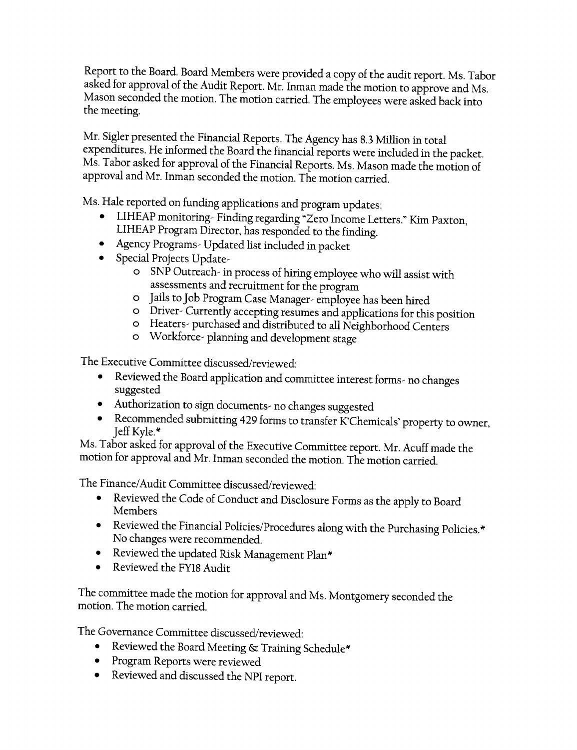Report to the Board. Board Members were provided a copy of the audit report. Ms. Tabor asked for approval of the Audit Report. Mr. Inman made the motion to approve and Ms. Mason seconded the motion. The motion carried. The employees were asked back into the meeting.

Mr. Sigler presented the Financial Reports. The Agency has 8.3 Million in total expenditures. He informed the Board the financial reports were included in the packet. Ms. Tabor asked for approval of the Financial Reports. Ms. Mason made the motion of approval and Mr. Inman seconded the motion. The motion carried.

Ms. Hale reported on funding applications and program updates:

- LIHEAP monitoring- Finding regarding "Zero Income Letters." Kim Paxton, LIHEAP Program Director, has responded to the finding.
- Agency Programs- Updated list included in packet
- Special Projects Update-
  - SNP Outreach- in process of hiring employee who will assist with assessments and recruitment for the program
  - Jails to Job Program Case Manager- employee has been hired
  - Driver- Currently accepting resumes and applications for this position
  - Heaters- purchased and distributed to all Neighborhood Centers
  - Workforce- planning and development stage

The Executive Committee discussed/reviewed:

- Reviewed the Board application and committee interest forms- no changes suggested
- Authorization to sign documents- no changes suggested
- Recommended submitting 429 forms to transfer K'Chemicals' property to owner, Jeff Kyle.*

Ms. Tabor asked for approval of the Executive Committee report. Mr. Acuff made the motion for approval and Mr. Inman seconded the motion. The motion carried.

The Finance/Audit Committee discussed/reviewed:

- Reviewed the Code of Conduct and Disclosure Forms as the apply to Board Members
- Reviewed the Financial Policies/Procedures along with the Purchasing Policies.* No changes were recommended.
- Reviewed the updated Risk Management Plan*
- Reviewed the FY18 Audit

The committee made the motion for approval and Ms. Montgomery seconded the motion. The motion carried.

The Governance Committee discussed/reviewed:

- Reviewed the Board Meeting & Training Schedule*
- Program Reports were reviewed
- Reviewed and discussed the NPI report.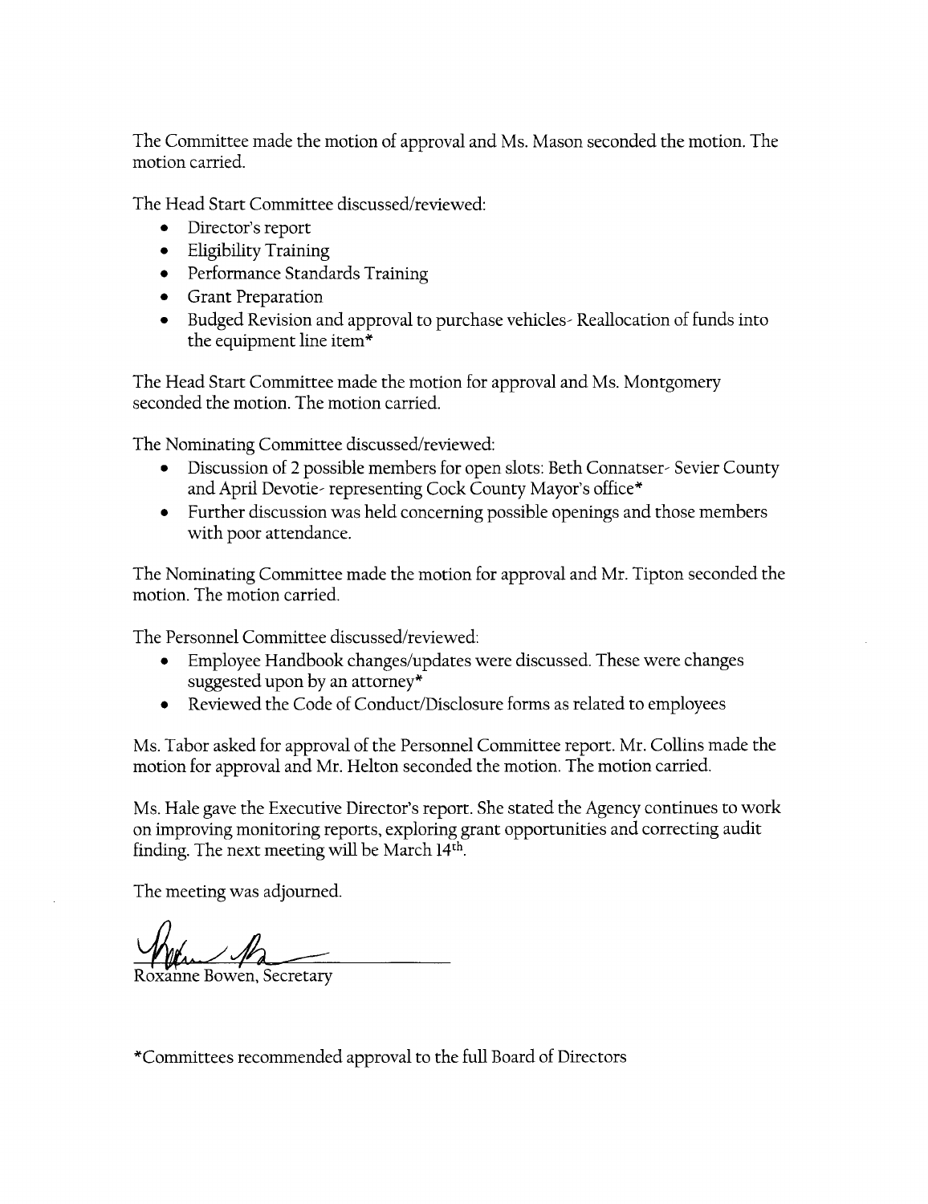The Committee made the motion of approval and Ms. Mason seconded the motion. The motion carried.

The Head Start Committee discussed/reviewed:

- Director's report
- Eligibility Training
- Performance Standards Training
- Grant Preparation
- Budged Revision and approval to purchase vehicles- Reallocation of funds into the equipment line item*

The Head Start Committee made the motion for approval and Ms. Montgomery seconded the motion. The motion carried.

The Nominating Committee discussed/reviewed:

- Discussion of 2 possible members for open slots: Beth Connatser- Sevier County and April Devotie- representing Cock County Mayor's office*
- Further discussion was held concerning possible openings and those members with poor attendance.

The Nominating Committee made the motion for approval and Mr. Tipton seconded the motion. The motion carried.

The Personnel Committee discussed/reviewed:

- Employee Handbook changes/updates were discussed. These were changes suggested upon by an attorney*
- Reviewed the Code of Conduct/Disclosure forms as related to employees

Ms. Tabor asked for approval of the Personnel Committee report. Mr. Collins made the motion for approval and Mr. Helton seconded the motion. The motion carried.

Ms. Hale gave the Executive Director's report. She stated the Agency continues to work on improving monitoring reports, exploring grant opportunities and correcting audit finding. The next meeting will be March 14th.

The meeting was adjourned.

Roxanne Bowen, Secretary

*Committees recommended approval to the full Board of Directors